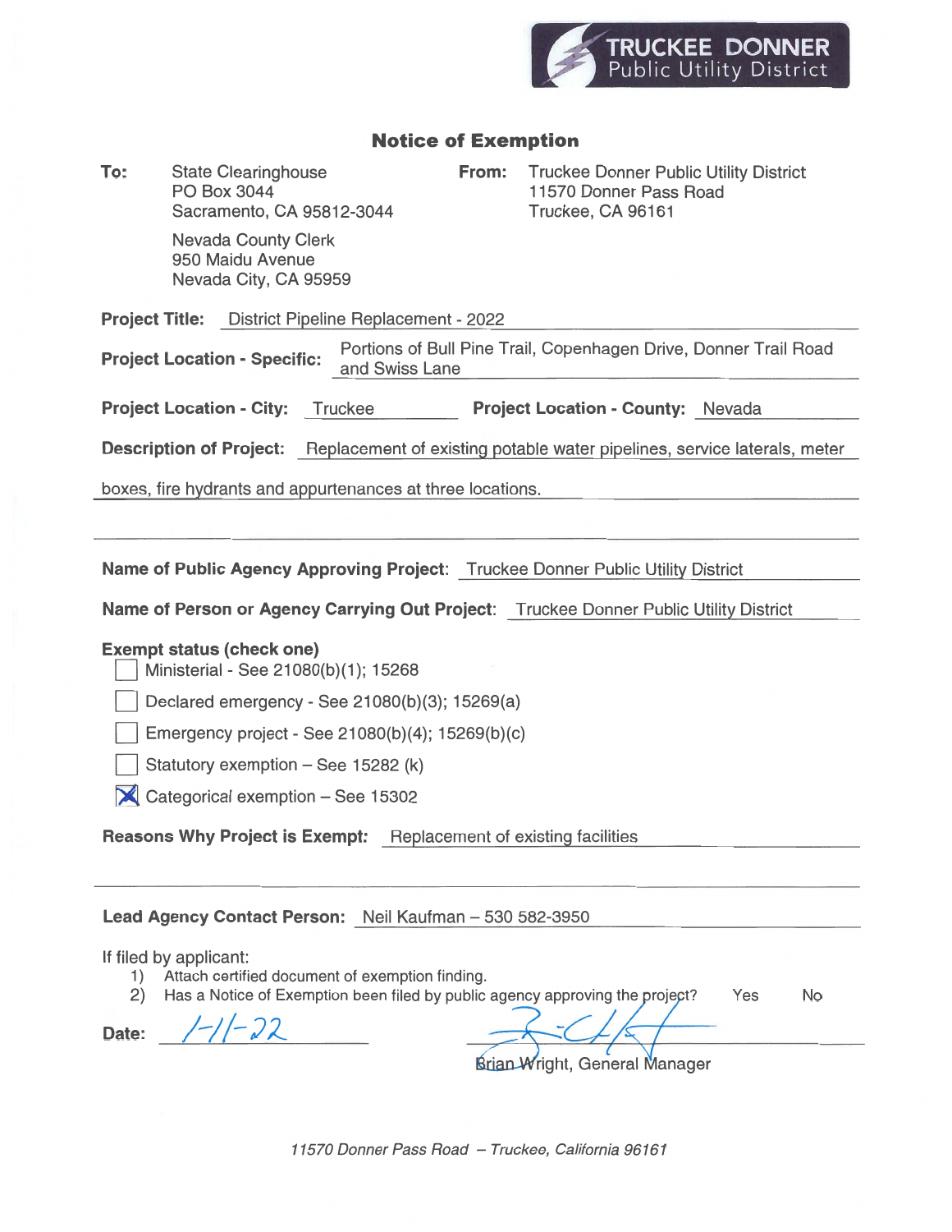TRUCKEE DONNER
Public Utility District

# Notice of Exemption

**To:** State Clearinghouse
PO Box 3044
Sacramento, CA 95812-3044

Nevada County Clerk
950 Maidu Avenue
Nevada City, CA 95959

**From:** Truckee Donner Public Utility District
11570 Donner Pass Road
Truckee, CA 96161

**Project Title:** District Pipeline Replacement - 2022

**Project Location - Specific:** Portions of Bull Pine Trail, Copenhagen Drive, Donner Trail Road and Swiss Lane

**Project Location - City:** Truckee **Project Location - County:** Nevada

**Description of Project:** Replacement of existing potable water pipelines, service laterals, meter boxes, fire hydrants and appurtenances at three locations.

**Name of Public Agency Approving Project:** Truckee Donner Public Utility District

**Name of Person or Agency Carrying Out Project:** Truckee Donner Public Utility District

**Exempt status (check one)**

- [ ] Ministerial - See 21080(b)(1); 15268
- [ ] Declared emergency - See 21080(b)(3); 15269(a)
- [ ] Emergency project - See 21080(b)(4); 15269(b)(c)
- [ ] Statutory exemption – See 15282 (k)
- [x] Categorical exemption – See 15302

**Reasons Why Project is Exempt:** Replacement of existing facilities

**Lead Agency Contact Person:** Neil Kaufman – 530 582-3950

If filed by applicant:
1) Attach certified document of exemption finding.
2) Has a Notice of Exemption been filed by public agency approving the project? Yes No

**Date:** 1-11-22

Brian Wright, General Manager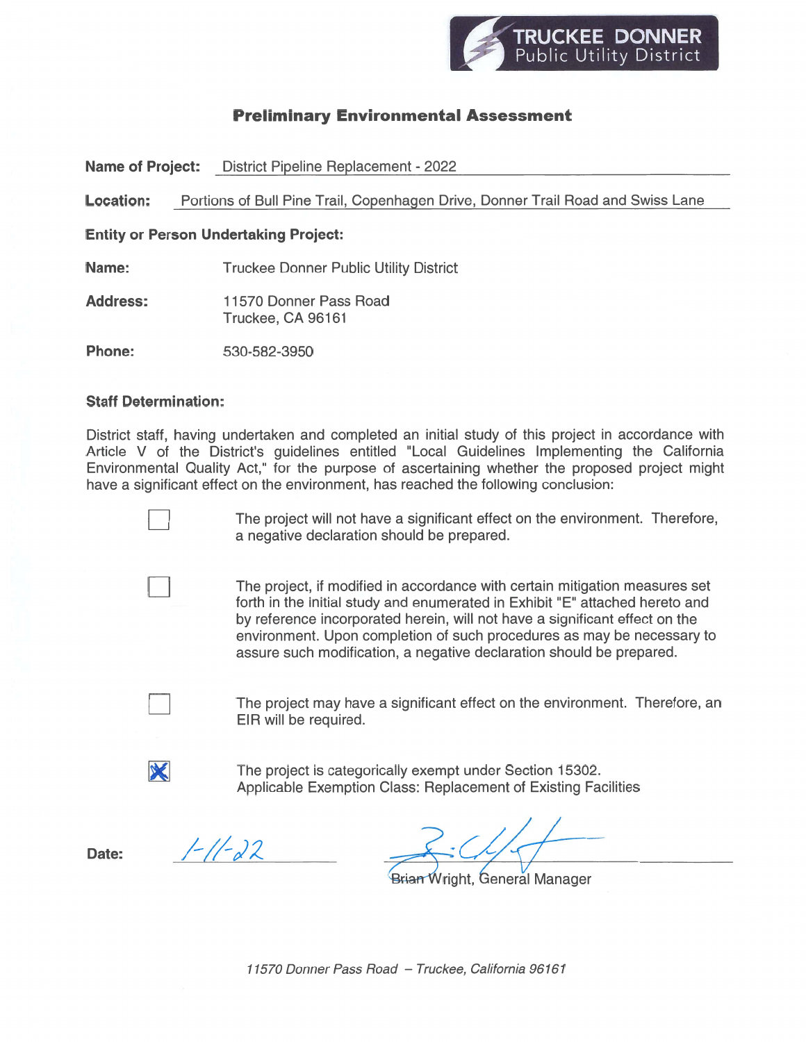TRUCKEE DONNER
Public Utility District

## Preliminary Environmental Assessment

**Name of Project:** District Pipeline Replacement - 2022

**Location:** Portions of Bull Pine Trail, Copenhagen Drive, Donner Trail Road and Swiss Lane

**Entity or Person Undertaking Project:**

**Name:** Truckee Donner Public Utility District

**Address:** 11570 Donner Pass Road
Truckee, CA 96161

**Phone:** 530-582-3950

**Staff Determination:**

District staff, having undertaken and completed an initial study of this project in accordance with Article V of the District's guidelines entitled "Local Guidelines Implementing the California Environmental Quality Act," for the purpose of ascertaining whether the proposed project might have a significant effect on the environment, has reached the following conclusion:

- [ ] The project will not have a significant effect on the environment. Therefore, a negative declaration should be prepared.

- [ ] The project, if modified in accordance with certain mitigation measures set forth in the initial study and enumerated in Exhibit "E" attached hereto and by reference incorporated herein, will not have a significant effect on the environment. Upon completion of such procedures as may be necessary to assure such modification, a negative declaration should be prepared.

- [ ] The project may have a significant effect on the environment. Therefore, an EIR will be required.

- [x] The project is categorically exempt under Section 15302.
Applicable Exemption Class: Replacement of Existing Facilities

**Date:** 1-11-22

Brian Wright, General Manager

*11570 Donner Pass Road – Truckee, California 96161*